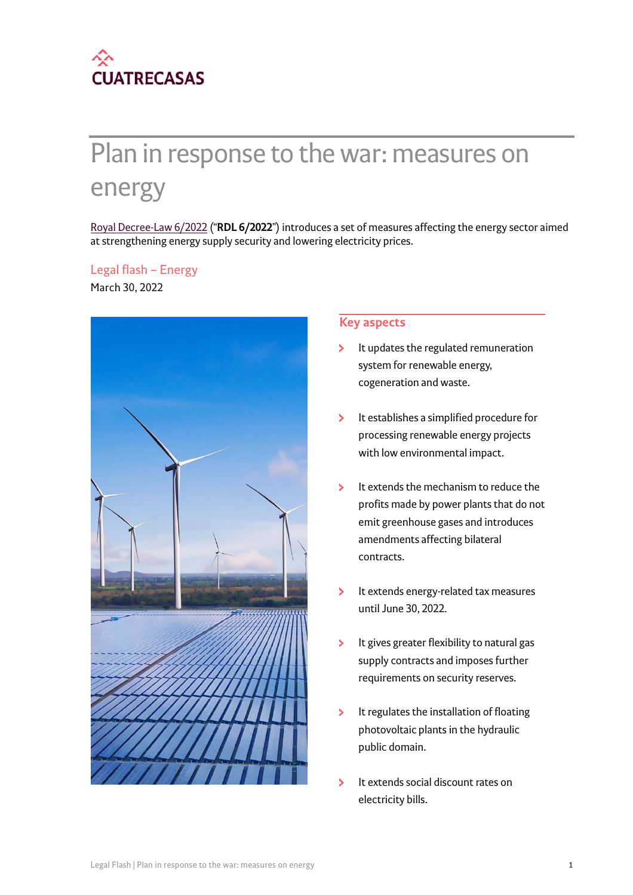CUATRECASAS

# Plan in response to the war: measures on energy

Royal Decree-Law 6/2022 ("**RDL 6/2022**") introduces a set of measures affecting the energy sector aimed at strengthening energy supply security and lowering electricity prices.

Legal flash – Energy

March 30, 2022

## Key aspects

- It updates the regulated remuneration system for renewable energy, cogeneration and waste.
- It establishes a simplified procedure for processing renewable energy projects with low environmental impact.
- It extends the mechanism to reduce the profits made by power plants that do not emit greenhouse gases and introduces amendments affecting bilateral contracts.
- It extends energy-related tax measures until June 30, 2022.
- It gives greater flexibility to natural gas supply contracts and imposes further requirements on security reserves.
- It regulates the installation of floating photovoltaic plants in the hydraulic public domain.
- It extends social discount rates on electricity bills.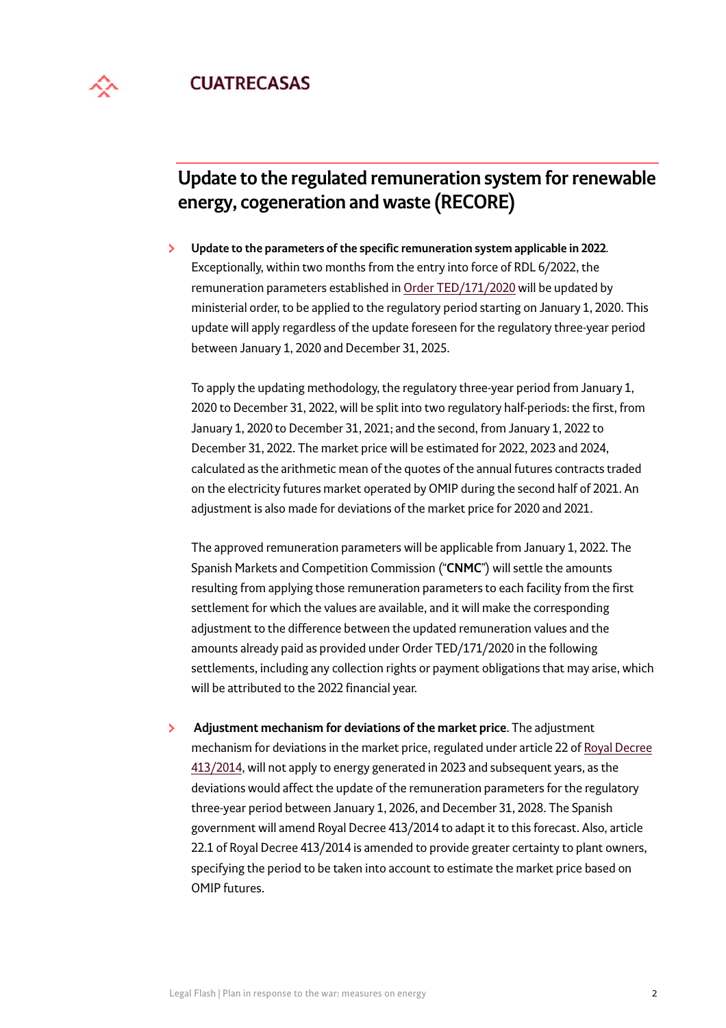## Update to the regulated remuneration system for renewable energy, cogeneration and waste (RECORE)

- **Update to the parameters of the specific remuneration system applicable in 2022**. Exceptionally, within two months from the entry into force of RDL 6/2022, the remuneration parameters established in Order TED/171/2020 will be updated by ministerial order, to be applied to the regulatory period starting on January 1, 2020. This update will apply regardless of the update foreseen for the regulatory three-year period between January 1, 2020 and December 31, 2025.

  To apply the updating methodology, the regulatory three-year period from January 1, 2020 to December 31, 2022, will be split into two regulatory half-periods: the first, from January 1, 2020 to December 31, 2021; and the second, from January 1, 2022 to December 31, 2022. The market price will be estimated for 2022, 2023 and 2024, calculated as the arithmetic mean of the quotes of the annual futures contracts traded on the electricity futures market operated by OMIP during the second half of 2021. An adjustment is also made for deviations of the market price for 2020 and 2021.

  The approved remuneration parameters will be applicable from January 1, 2022. The Spanish Markets and Competition Commission ("**CNMC**") will settle the amounts resulting from applying those remuneration parameters to each facility from the first settlement for which the values are available, and it will make the corresponding adjustment to the difference between the updated remuneration values and the amounts already paid as provided under Order TED/171/2020 in the following settlements, including any collection rights or payment obligations that may arise, which will be attributed to the 2022 financial year.

- **Adjustment mechanism for deviations of the market price**. The adjustment mechanism for deviations in the market price, regulated under article 22 of Royal Decree 413/2014, will not apply to energy generated in 2023 and subsequent years, as the deviations would affect the update of the remuneration parameters for the regulatory three-year period between January 1, 2026, and December 31, 2028. The Spanish government will amend Royal Decree 413/2014 to adapt it to this forecast. Also, article 22.1 of Royal Decree 413/2014 is amended to provide greater certainty to plant owners, specifying the period to be taken into account to estimate the market price based on OMIP futures.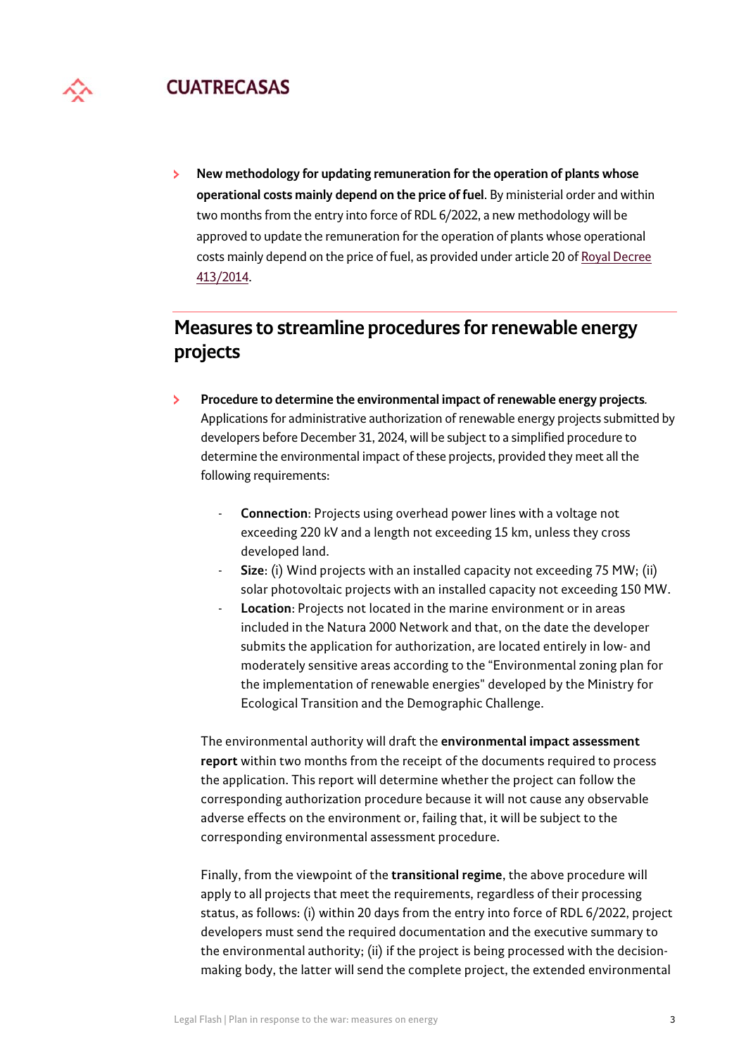- **New methodology for updating remuneration for the operation of plants whose operational costs mainly depend on the price of fuel**. By ministerial order and within two months from the entry into force of RDL 6/2022, a new methodology will be approved to update the remuneration for the operation of plants whose operational costs mainly depend on the price of fuel, as provided under article 20 of Royal Decree 413/2014.

## Measures to streamline procedures for renewable energy projects

- **Procedure to determine the environmental impact of renewable energy projects**. Applications for administrative authorization of renewable energy projects submitted by developers before December 31, 2024, will be subject to a simplified procedure to determine the environmental impact of these projects, provided they meet all the following requirements:

  - **Connection**: Projects using overhead power lines with a voltage not exceeding 220 kV and a length not exceeding 15 km, unless they cross developed land.
  - **Size**: (i) Wind projects with an installed capacity not exceeding 75 MW; (ii) solar photovoltaic projects with an installed capacity not exceeding 150 MW.
  - **Location**: Projects not located in the marine environment or in areas included in the Natura 2000 Network and that, on the date the developer submits the application for authorization, are located entirely in low- and moderately sensitive areas according to the "Environmental zoning plan for the implementation of renewable energies" developed by the Ministry for Ecological Transition and the Demographic Challenge.

  The environmental authority will draft the **environmental impact assessment report** within two months from the receipt of the documents required to process the application. This report will determine whether the project can follow the corresponding authorization procedure because it will not cause any observable adverse effects on the environment or, failing that, it will be subject to the corresponding environmental assessment procedure.

  Finally, from the viewpoint of the **transitional regime**, the above procedure will apply to all projects that meet the requirements, regardless of their processing status, as follows: (i) within 20 days from the entry into force of RDL 6/2022, project developers must send the required documentation and the executive summary to the environmental authority; (ii) if the project is being processed with the decision-making body, the latter will send the complete project, the extended environmental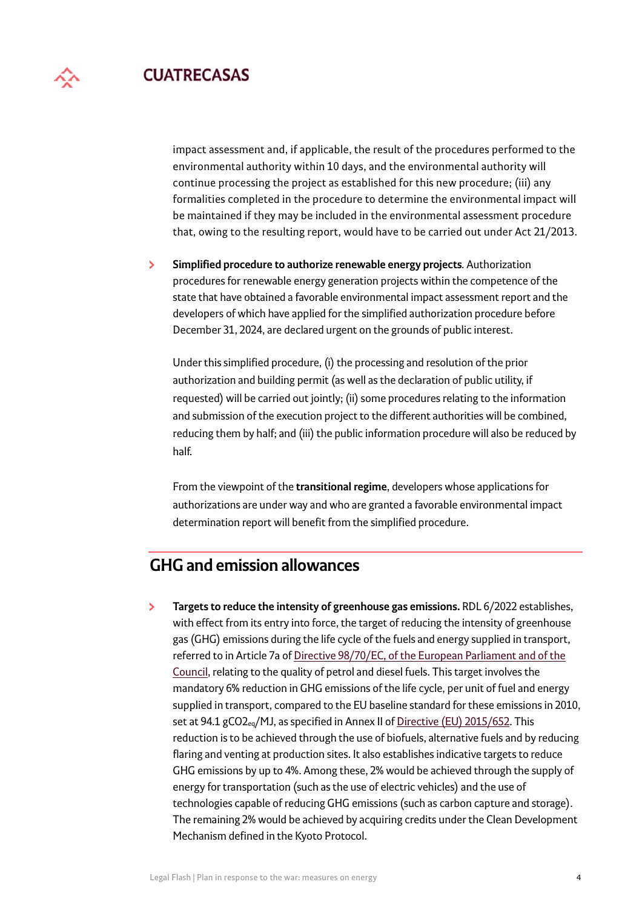impact assessment and, if applicable, the result of the procedures performed to the environmental authority within 10 days, and the environmental authority will continue processing the project as established for this new procedure; (iii) any formalities completed in the procedure to determine the environmental impact will be maintained if they may be included in the environmental assessment procedure that, owing to the resulting report, would have to be carried out under Act 21/2013.

- **Simplified procedure to authorize renewable energy projects**. Authorization procedures for renewable energy generation projects within the competence of the state that have obtained a favorable environmental impact assessment report and the developers of which have applied for the simplified authorization procedure before December 31, 2024, are declared urgent on the grounds of public interest.

  Under this simplified procedure, (i) the processing and resolution of the prior authorization and building permit (as well as the declaration of public utility, if requested) will be carried out jointly; (ii) some procedures relating to the information and submission of the execution project to the different authorities will be combined, reducing them by half; and (iii) the public information procedure will also be reduced by half.

  From the viewpoint of the **transitional regime**, developers whose applications for authorizations are under way and who are granted a favorable environmental impact determination report will benefit from the simplified procedure.

## GHG and emission allowances

- **Targets to reduce the intensity of greenhouse gas emissions.** RDL 6/2022 establishes, with effect from its entry into force, the target of reducing the intensity of greenhouse gas (GHG) emissions during the life cycle of the fuels and energy supplied in transport, referred to in Article 7a of Directive 98/70/EC, of the European Parliament and of the Council, relating to the quality of petrol and diesel fuels. This target involves the mandatory 6% reduction in GHG emissions of the life cycle, per unit of fuel and energy supplied in transport, compared to the EU baseline standard for these emissions in 2010, set at 94.1 $gCO2_{eq}$/MJ, as specified in Annex II of Directive (EU) 2015/652. This reduction is to be achieved through the use of biofuels, alternative fuels and by reducing flaring and venting at production sites. It also establishes indicative targets to reduce GHG emissions by up to 4%. Among these, 2% would be achieved through the supply of energy for transportation (such as the use of electric vehicles) and the use of technologies capable of reducing GHG emissions (such as carbon capture and storage). The remaining 2% would be achieved by acquiring credits under the Clean Development Mechanism defined in the Kyoto Protocol.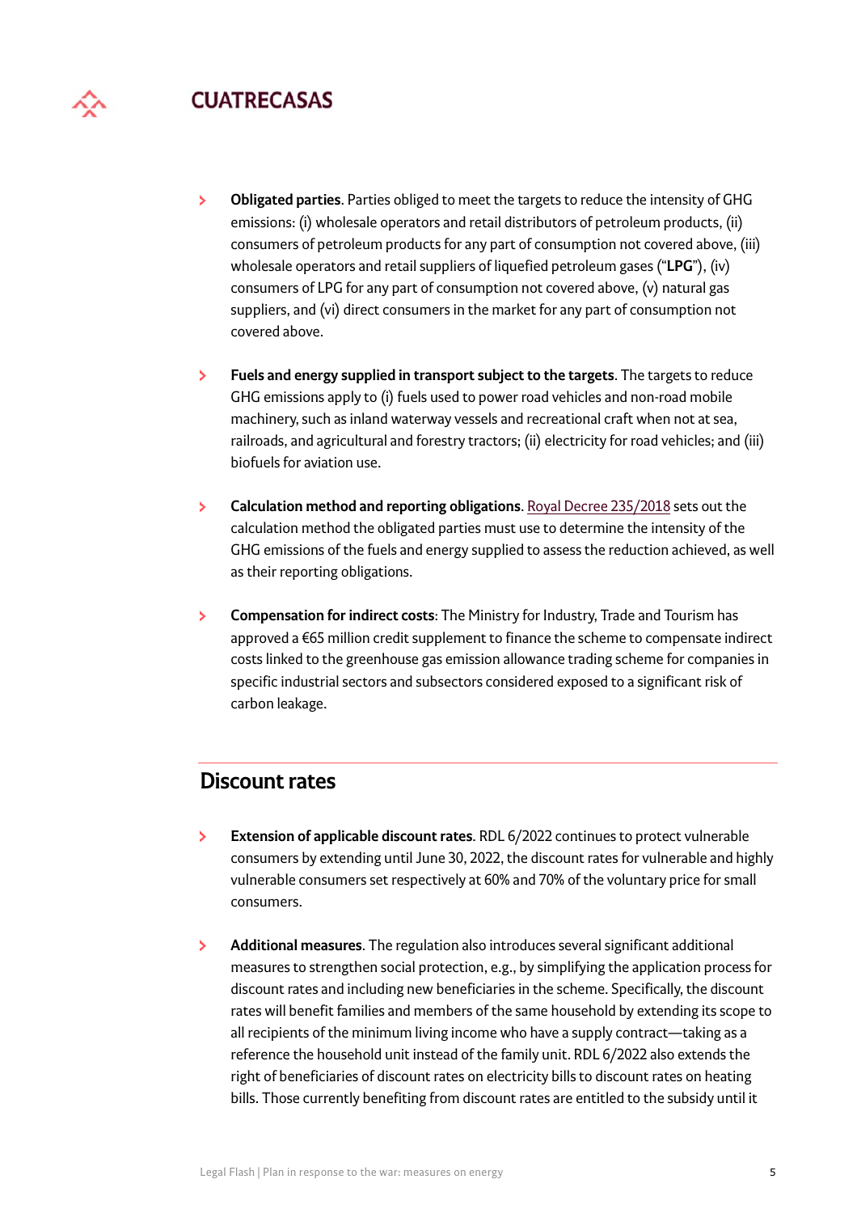- **Obligated parties**. Parties obliged to meet the targets to reduce the intensity of GHG emissions: (i) wholesale operators and retail distributors of petroleum products, (ii) consumers of petroleum products for any part of consumption not covered above, (iii) wholesale operators and retail suppliers of liquefied petroleum gases ("**LPG**"), (iv) consumers of LPG for any part of consumption not covered above, (v) natural gas suppliers, and (vi) direct consumers in the market for any part of consumption not covered above.

- **Fuels and energy supplied in transport subject to the targets**. The targets to reduce GHG emissions apply to (i) fuels used to power road vehicles and non-road mobile machinery, such as inland waterway vessels and recreational craft when not at sea, railroads, and agricultural and forestry tractors; (ii) electricity for road vehicles; and (iii) biofuels for aviation use.

- **Calculation method and reporting obligations**. Royal Decree 235/2018 sets out the calculation method the obligated parties must use to determine the intensity of the GHG emissions of the fuels and energy supplied to assess the reduction achieved, as well as their reporting obligations.

- **Compensation for indirect costs**: The Ministry for Industry, Trade and Tourism has approved a €65 million credit supplement to finance the scheme to compensate indirect costs linked to the greenhouse gas emission allowance trading scheme for companies in specific industrial sectors and subsectors considered exposed to a significant risk of carbon leakage.

## Discount rates

- **Extension of applicable discount rates**. RDL 6/2022 continues to protect vulnerable consumers by extending until June 30, 2022, the discount rates for vulnerable and highly vulnerable consumers set respectively at 60% and 70% of the voluntary price for small consumers.

- **Additional measures**. The regulation also introduces several significant additional measures to strengthen social protection, e.g., by simplifying the application process for discount rates and including new beneficiaries in the scheme. Specifically, the discount rates will benefit families and members of the same household by extending its scope to all recipients of the minimum living income who have a supply contract—taking as a reference the household unit instead of the family unit. RDL 6/2022 also extends the right of beneficiaries of discount rates on electricity bills to discount rates on heating bills. Those currently benefiting from discount rates are entitled to the subsidy until it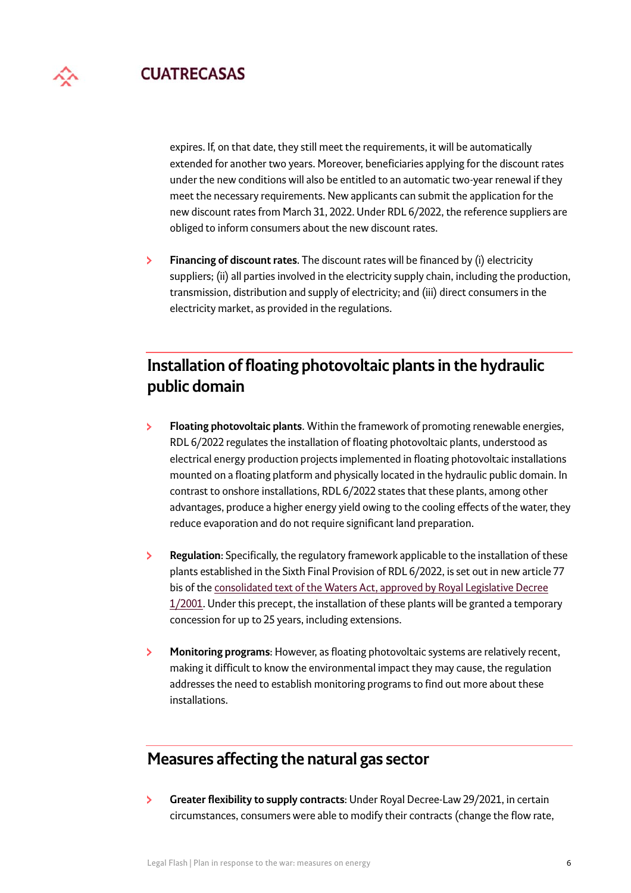expires. If, on that date, they still meet the requirements, it will be automatically extended for another two years. Moreover, beneficiaries applying for the discount rates under the new conditions will also be entitled to an automatic two-year renewal if they meet the necessary requirements. New applicants can submit the application for the new discount rates from March 31, 2022. Under RDL 6/2022, the reference suppliers are obliged to inform consumers about the new discount rates.

- **Financing of discount rates**. The discount rates will be financed by (i) electricity suppliers; (ii) all parties involved in the electricity supply chain, including the production, transmission, distribution and supply of electricity; and (iii) direct consumers in the electricity market, as provided in the regulations.

## Installation of floating photovoltaic plants in the hydraulic public domain

- **Floating photovoltaic plants**. Within the framework of promoting renewable energies, RDL 6/2022 regulates the installation of floating photovoltaic plants, understood as electrical energy production projects implemented in floating photovoltaic installations mounted on a floating platform and physically located in the hydraulic public domain. In contrast to onshore installations, RDL 6/2022 states that these plants, among other advantages, produce a higher energy yield owing to the cooling effects of the water, they reduce evaporation and do not require significant land preparation.

- **Regulation**: Specifically, the regulatory framework applicable to the installation of these plants established in the Sixth Final Provision of RDL 6/2022, is set out in new article 77 bis of the consolidated text of the Waters Act, approved by Royal Legislative Decree 1/2001. Under this precept, the installation of these plants will be granted a temporary concession for up to 25 years, including extensions.

- **Monitoring programs**: However, as floating photovoltaic systems are relatively recent, making it difficult to know the environmental impact they may cause, the regulation addresses the need to establish monitoring programs to find out more about these installations.

## Measures affecting the natural gas sector

- **Greater flexibility to supply contracts**: Under Royal Decree-Law 29/2021, in certain circumstances, consumers were able to modify their contracts (change the flow rate,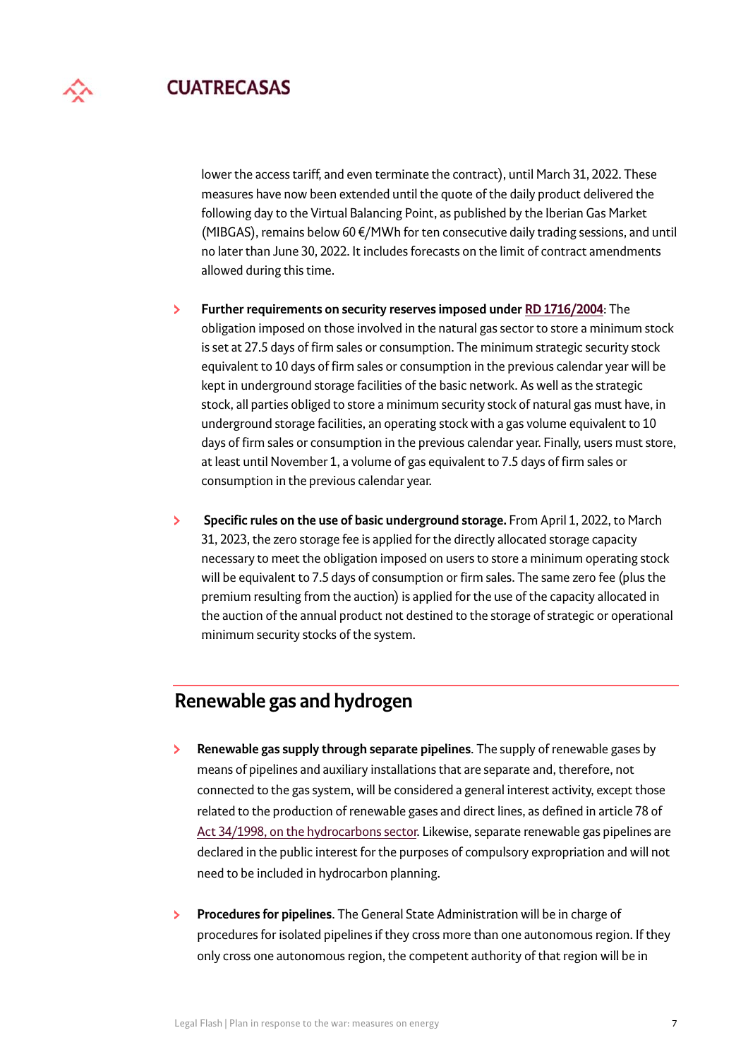lower the access tariff, and even terminate the contract), until March 31, 2022. These measures have now been extended until the quote of the daily product delivered the following day to the Virtual Balancing Point, as published by the Iberian Gas Market (MIBGAS), remains below 60 €/MWh for ten consecutive daily trading sessions, and until no later than June 30, 2022. It includes forecasts on the limit of contract amendments allowed during this time.

- **Further requirements on security reserves imposed under RD 1716/2004**: The obligation imposed on those involved in the natural gas sector to store a minimum stock is set at 27.5 days of firm sales or consumption. The minimum strategic security stock equivalent to 10 days of firm sales or consumption in the previous calendar year will be kept in underground storage facilities of the basic network. As well as the strategic stock, all parties obliged to store a minimum security stock of natural gas must have, in underground storage facilities, an operating stock with a gas volume equivalent to 10 days of firm sales or consumption in the previous calendar year. Finally, users must store, at least until November 1, a volume of gas equivalent to 7.5 days of firm sales or consumption in the previous calendar year.

- **Specific rules on the use of basic underground storage.** From April 1, 2022, to March 31, 2023, the zero storage fee is applied for the directly allocated storage capacity necessary to meet the obligation imposed on users to store a minimum operating stock will be equivalent to 7.5 days of consumption or firm sales. The same zero fee (plus the premium resulting from the auction) is applied for the use of the capacity allocated in the auction of the annual product not destined to the storage of strategic or operational minimum security stocks of the system.

## Renewable gas and hydrogen

- **Renewable gas supply through separate pipelines**. The supply of renewable gases by means of pipelines and auxiliary installations that are separate and, therefore, not connected to the gas system, will be considered a general interest activity, except those related to the production of renewable gases and direct lines, as defined in article 78 of Act 34/1998, on the hydrocarbons sector. Likewise, separate renewable gas pipelines are declared in the public interest for the purposes of compulsory expropriation and will not need to be included in hydrocarbon planning.

- **Procedures for pipelines**. The General State Administration will be in charge of procedures for isolated pipelines if they cross more than one autonomous region. If they only cross one autonomous region, the competent authority of that region will be in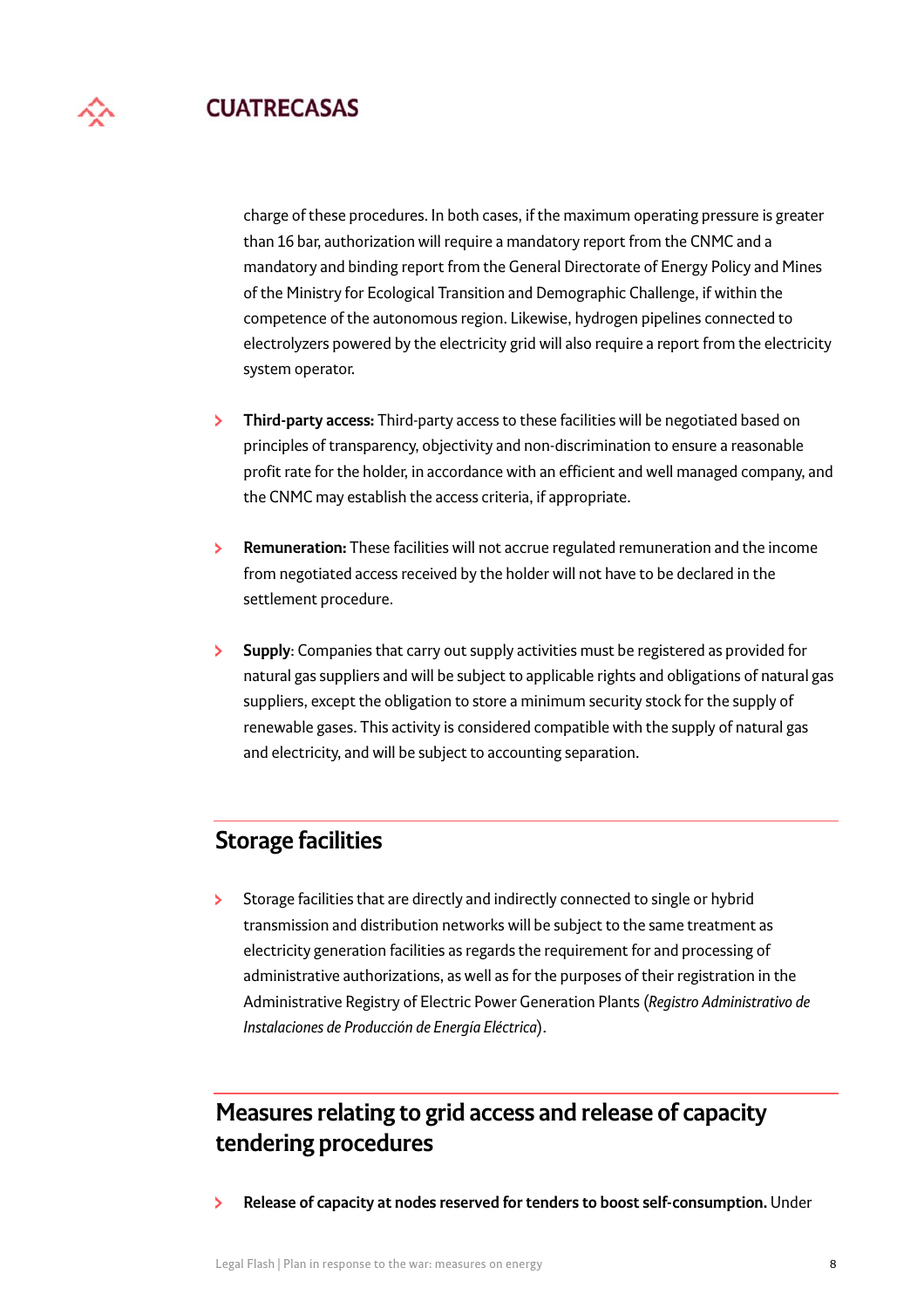charge of these procedures. In both cases, if the maximum operating pressure is greater than 16 bar, authorization will require a mandatory report from the CNMC and a mandatory and binding report from the General Directorate of Energy Policy and Mines of the Ministry for Ecological Transition and Demographic Challenge, if within the competence of the autonomous region. Likewise, hydrogen pipelines connected to electrolyzers powered by the electricity grid will also require a report from the electricity system operator.

- **Third-party access:** Third-party access to these facilities will be negotiated based on principles of transparency, objectivity and non-discrimination to ensure a reasonable profit rate for the holder, in accordance with an efficient and well managed company, and the CNMC may establish the access criteria, if appropriate.

- **Remuneration:** These facilities will not accrue regulated remuneration and the income from negotiated access received by the holder will not have to be declared in the settlement procedure.

- **Supply**: Companies that carry out supply activities must be registered as provided for natural gas suppliers and will be subject to applicable rights and obligations of natural gas suppliers, except the obligation to store a minimum security stock for the supply of renewable gases. This activity is considered compatible with the supply of natural gas and electricity, and will be subject to accounting separation.

## Storage facilities

- Storage facilities that are directly and indirectly connected to single or hybrid transmission and distribution networks will be subject to the same treatment as electricity generation facilities as regards the requirement for and processing of administrative authorizations, as well as for the purposes of their registration in the Administrative Registry of Electric Power Generation Plants (*Registro Administrativo de Instalaciones de Producción de Energía Eléctrica*).

## Measures relating to grid access and release of capacity tendering procedures

- **Release of capacity at nodes reserved for tenders to boost self-consumption.** Under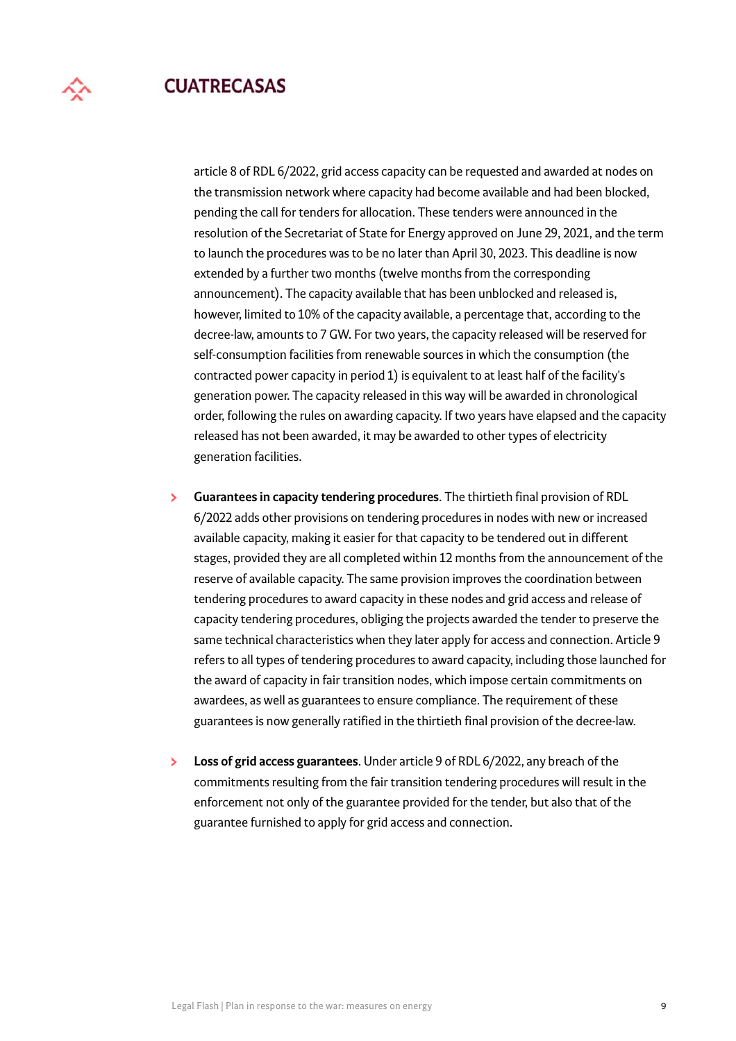article 8 of RDL 6/2022, grid access capacity can be requested and awarded at nodes on the transmission network where capacity had become available and had been blocked, pending the call for tenders for allocation. These tenders were announced in the resolution of the Secretariat of State for Energy approved on June 29, 2021, and the term to launch the procedures was to be no later than April 30, 2023. This deadline is now extended by a further two months (twelve months from the corresponding announcement). The capacity available that has been unblocked and released is, however, limited to 10% of the capacity available, a percentage that, according to the decree-law, amounts to 7 GW. For two years, the capacity released will be reserved for self-consumption facilities from renewable sources in which the consumption (the contracted power capacity in period 1) is equivalent to at least half of the facility's generation power. The capacity released in this way will be awarded in chronological order, following the rules on awarding capacity. If two years have elapsed and the capacity released has not been awarded, it may be awarded to other types of electricity generation facilities.

- **Guarantees in capacity tendering procedures**. The thirtieth final provision of RDL 6/2022 adds other provisions on tendering procedures in nodes with new or increased available capacity, making it easier for that capacity to be tendered out in different stages, provided they are all completed within 12 months from the announcement of the reserve of available capacity. The same provision improves the coordination between tendering procedures to award capacity in these nodes and grid access and release of capacity tendering procedures, obliging the projects awarded the tender to preserve the same technical characteristics when they later apply for access and connection. Article 9 refers to all types of tendering procedures to award capacity, including those launched for the award of capacity in fair transition nodes, which impose certain commitments on awardees, as well as guarantees to ensure compliance. The requirement of these guarantees is now generally ratified in the thirtieth final provision of the decree-law.

- **Loss of grid access guarantees**. Under article 9 of RDL 6/2022, any breach of the commitments resulting from the fair transition tendering procedures will result in the enforcement not only of the guarantee provided for the tender, but also that of the guarantee furnished to apply for grid access and connection.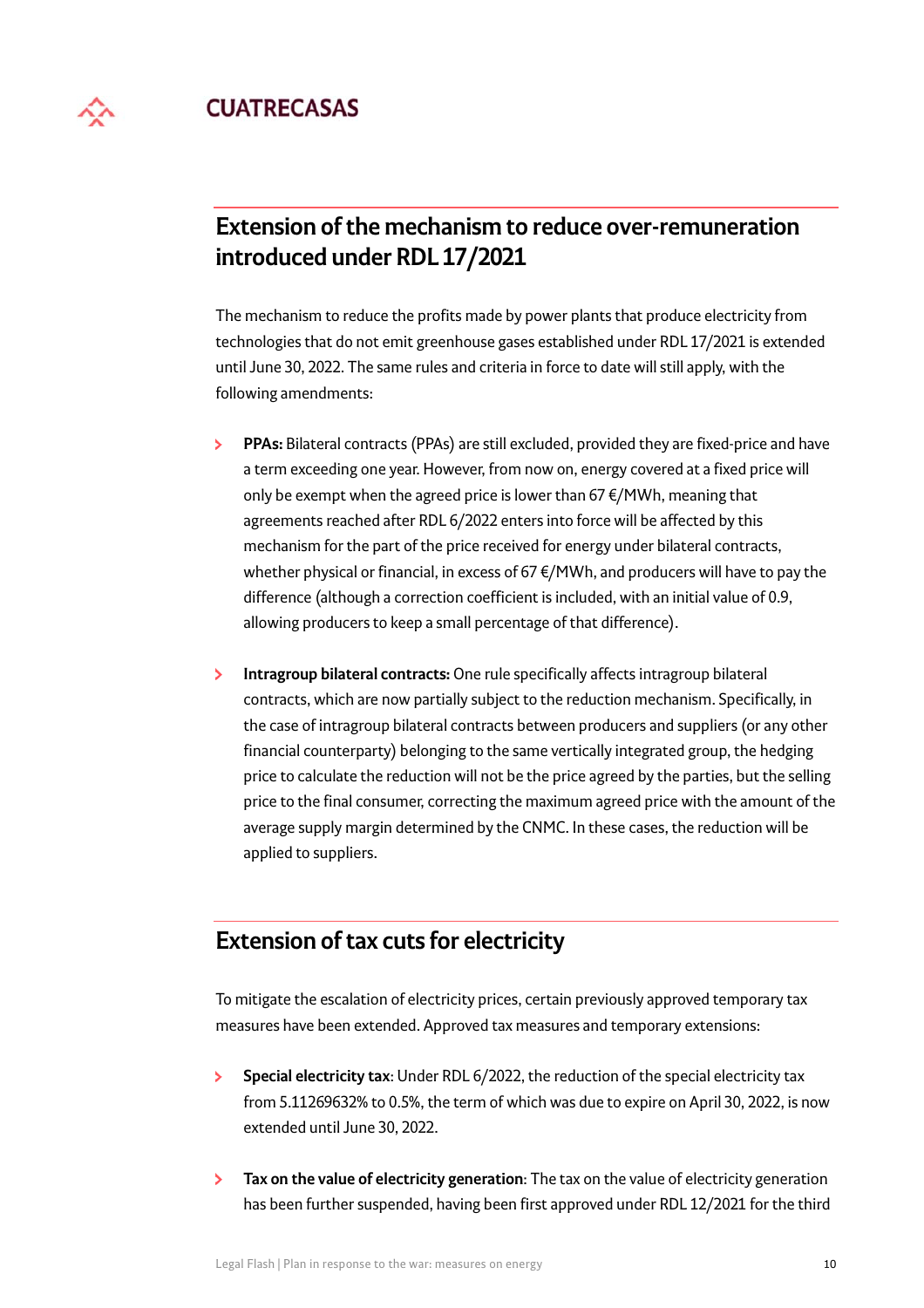## Extension of the mechanism to reduce over-remuneration introduced under RDL 17/2021

The mechanism to reduce the profits made by power plants that produce electricity from technologies that do not emit greenhouse gases established under RDL 17/2021 is extended until June 30, 2022. The same rules and criteria in force to date will still apply, with the following amendments:

- **PPAs:** Bilateral contracts (PPAs) are still excluded, provided they are fixed-price and have a term exceeding one year. However, from now on, energy covered at a fixed price will only be exempt when the agreed price is lower than 67 €/MWh, meaning that agreements reached after RDL 6/2022 enters into force will be affected by this mechanism for the part of the price received for energy under bilateral contracts, whether physical or financial, in excess of 67 €/MWh, and producers will have to pay the difference (although a correction coefficient is included, with an initial value of 0.9, allowing producers to keep a small percentage of that difference).

- **Intragroup bilateral contracts:** One rule specifically affects intragroup bilateral contracts, which are now partially subject to the reduction mechanism. Specifically, in the case of intragroup bilateral contracts between producers and suppliers (or any other financial counterparty) belonging to the same vertically integrated group, the hedging price to calculate the reduction will not be the price agreed by the parties, but the selling price to the final consumer, correcting the maximum agreed price with the amount of the average supply margin determined by the CNMC. In these cases, the reduction will be applied to suppliers.

## Extension of tax cuts for electricity

To mitigate the escalation of electricity prices, certain previously approved temporary tax measures have been extended. Approved tax measures and temporary extensions:

- **Special electricity tax**: Under RDL 6/2022, the reduction of the special electricity tax from 5.11269632% to 0.5%, the term of which was due to expire on April 30, 2022, is now extended until June 30, 2022.

- **Tax on the value of electricity generation**: The tax on the value of electricity generation has been further suspended, having been first approved under RDL 12/2021 for the third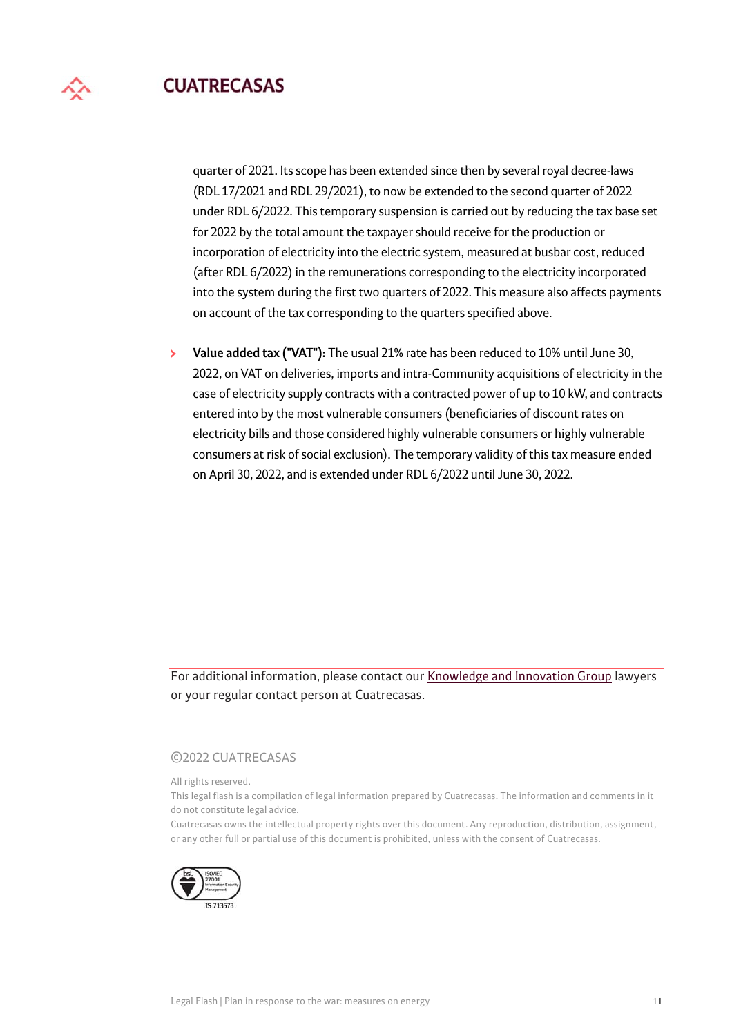quarter of 2021. Its scope has been extended since then by several royal decree-laws (RDL 17/2021 and RDL 29/2021), to now be extended to the second quarter of 2022 under RDL 6/2022. This temporary suspension is carried out by reducing the tax base set for 2022 by the total amount the taxpayer should receive for the production or incorporation of electricity into the electric system, measured at busbar cost, reduced (after RDL 6/2022) in the remunerations corresponding to the electricity incorporated into the system during the first two quarters of 2022. This measure also affects payments on account of the tax corresponding to the quarters specified above.

- **Value added tax ("VAT"):** The usual 21% rate has been reduced to 10% until June 30, 2022, on VAT on deliveries, imports and intra-Community acquisitions of electricity in the case of electricity supply contracts with a contracted power of up to 10 kW, and contracts entered into by the most vulnerable consumers (beneficiaries of discount rates on electricity bills and those considered highly vulnerable consumers or highly vulnerable consumers at risk of social exclusion). The temporary validity of this tax measure ended on April 30, 2022, and is extended under RDL 6/2022 until June 30, 2022.

---

For additional information, please contact our Knowledge and Innovation Group lawyers or your regular contact person at Cuatrecasas.

©2022 CUATRECASAS

All rights reserved.

This legal flash is a compilation of legal information prepared by Cuatrecasas. The information and comments in it do not constitute legal advice.

Cuatrecasas owns the intellectual property rights over this document. Any reproduction, distribution, assignment, or any other full or partial use of this document is prohibited, unless with the consent of Cuatrecasas.

ISO/IEC 27001 Information Security Management

IS 713573